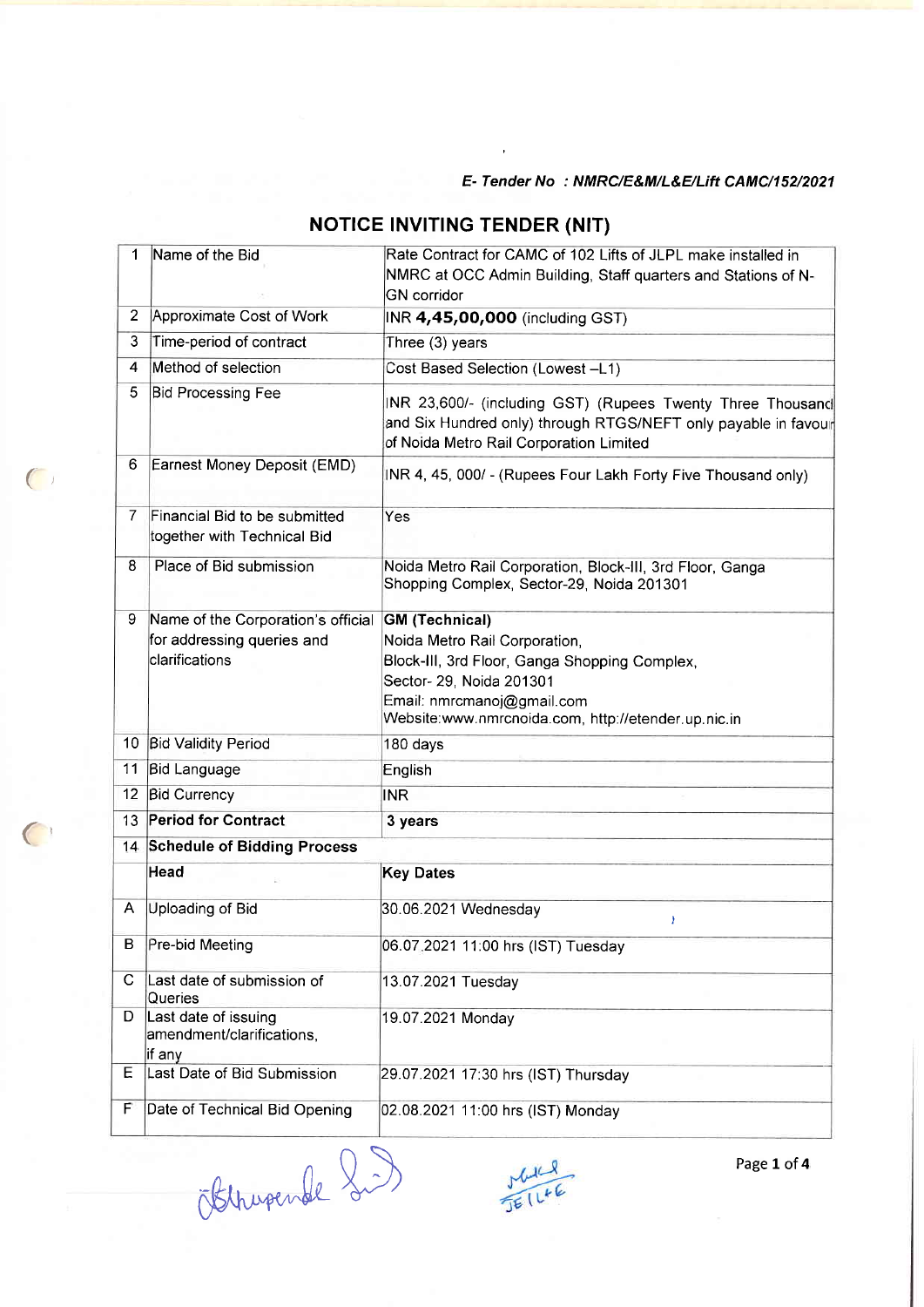*E- Tender No : NMRC/E&M/L&E/Lift CAMC/152/2021*

# NOTICE INVITING TENDER (NIT)

| | | |
|---|---|---|
| 1 | Name of the Bid | Rate Contract for CAMC of 102 Lifts of JLPL make installed in NMRC at OCC Admin Building, Staff quarters and Stations of N-GN corridor |
| 2 | Approximate Cost of Work | INR **4,45,00,000** (including GST) |
| 3 | Time-period of contract | Three (3) years |
| 4 | Method of selection | Cost Based Selection (Lowest –L1) |
| 5 | Bid Processing Fee | INR 23,600/- (including GST) (Rupees Twenty Three Thousand and Six Hundred only) through RTGS/NEFT only payable in favour of Noida Metro Rail Corporation Limited |
| 6 | Earnest Money Deposit (EMD) | INR 4, 45, 000/ - (Rupees Four Lakh Forty Five Thousand only) |
| 7 | Financial Bid to be submitted together with Technical Bid | Yes |
| 8 | Place of Bid submission | Noida Metro Rail Corporation, Block-III, 3rd Floor, Ganga Shopping Complex, Sector-29, Noida 201301 |
| 9 | Name of the Corporation's official for addressing queries and clarifications | **GM (Technical)**<br>Noida Metro Rail Corporation,<br>Block-III, 3rd Floor, Ganga Shopping Complex,<br>Sector- 29, Noida 201301<br>Email: nmrcmanoj@gmail.com<br>Website:www.nmrcnoida.com, http://etender.up.nic.in |
| 10 | Bid Validity Period | 180 days |
| 11 | Bid Language | English |
| 12 | Bid Currency | INR |
| 13 | **Period for Contract** | **3 years** |
| 14 | **Schedule of Bidding Process** | |
| | **Head** | **Key Dates** |
| A | Uploading of Bid | 30.06.2021 Wednesday |
| B | Pre-bid Meeting | 06.07.2021 11:00 hrs (IST) Tuesday |
| C | Last date of submission of Queries | 13.07.2021 Tuesday |
| D | Last date of issuing amendment/clarifications, if any | 19.07.2021 Monday |
| E | Last Date of Bid Submission | 29.07.2021 17:30 hrs (IST) Thursday |
| F | Date of Technical Bid Opening | 02.08.2021 11:00 hrs (IST) Monday |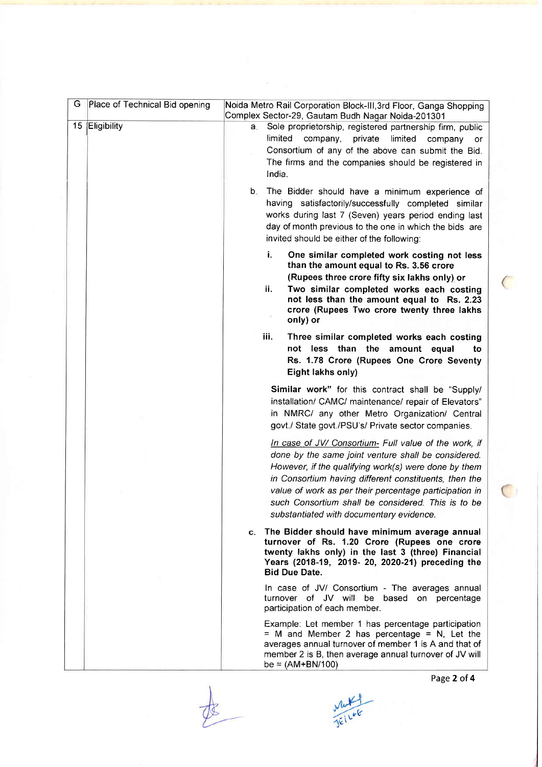| G | Place of Technical Bid opening | Noida Metro Rail Corporation Block-III,3rd Floor, Ganga Shopping Complex Sector-29, Gautam Budh Nagar Noida-201301 |
|---|---|---|
| 15 | Eligibility | a. Sole proprietorship, registered partnership firm, public limited company, private limited company or Consortium of any of the above can submit the Bid. The firms and the companies should be registered in India.<br><br>b. The Bidder should have a minimum experience of having satisfactorily/successfully completed similar works during last 7 (Seven) years period ending last day of month previous to the one in which the bids are invited should be either of the following:<br><br>i. **One similar completed work costing not less than the amount equal to Rs. 3.56 crore (Rupees three crore fifty six lakhs only) or**<br>ii. **Two similar completed works each costing not less than the amount equal to Rs. 2.23 crore (Rupees Two crore twenty three lakhs only) or**<br>iii. **Three similar completed works each costing not less than the amount equal to Rs. 1.78 Crore (Rupees One Crore Seventy Eight lakhs only)**<br><br>**Similar work"** for this contract shall be "Supply/ installation/ CAMC/ maintenance/ repair of Elevators" in NMRC/ any other Metro Organization/ Central govt./ State govt./PSU's/ Private sector companies.<br><br>*In case of JV/ Consortium- Full value of the work, if done by the same joint venture shall be considered. However, if the qualifying work(s) were done by them in Consortium having different constituents, then the value of work as per their percentage participation in such Consortium shall be considered. This is to be substantiated with documentary evidence.*<br><br>c. **The Bidder should have minimum average annual turnover of Rs. 1.20 Crore (Rupees one crore twenty lakhs only) in the last 3 (three) Financial Years (2018-19, 2019- 20, 2020-21) preceding the Bid Due Date.**<br><br>In case of JV/ Consortium - The averages annual turnover of JV will be based on percentage participation of each member.<br><br>Example: Let member 1 has percentage participation = M and Member 2 has percentage = N, Let the averages annual turnover of member 1 is A and that of member 2 is B, then average annual turnover of JV will be = (AM+BN/100) |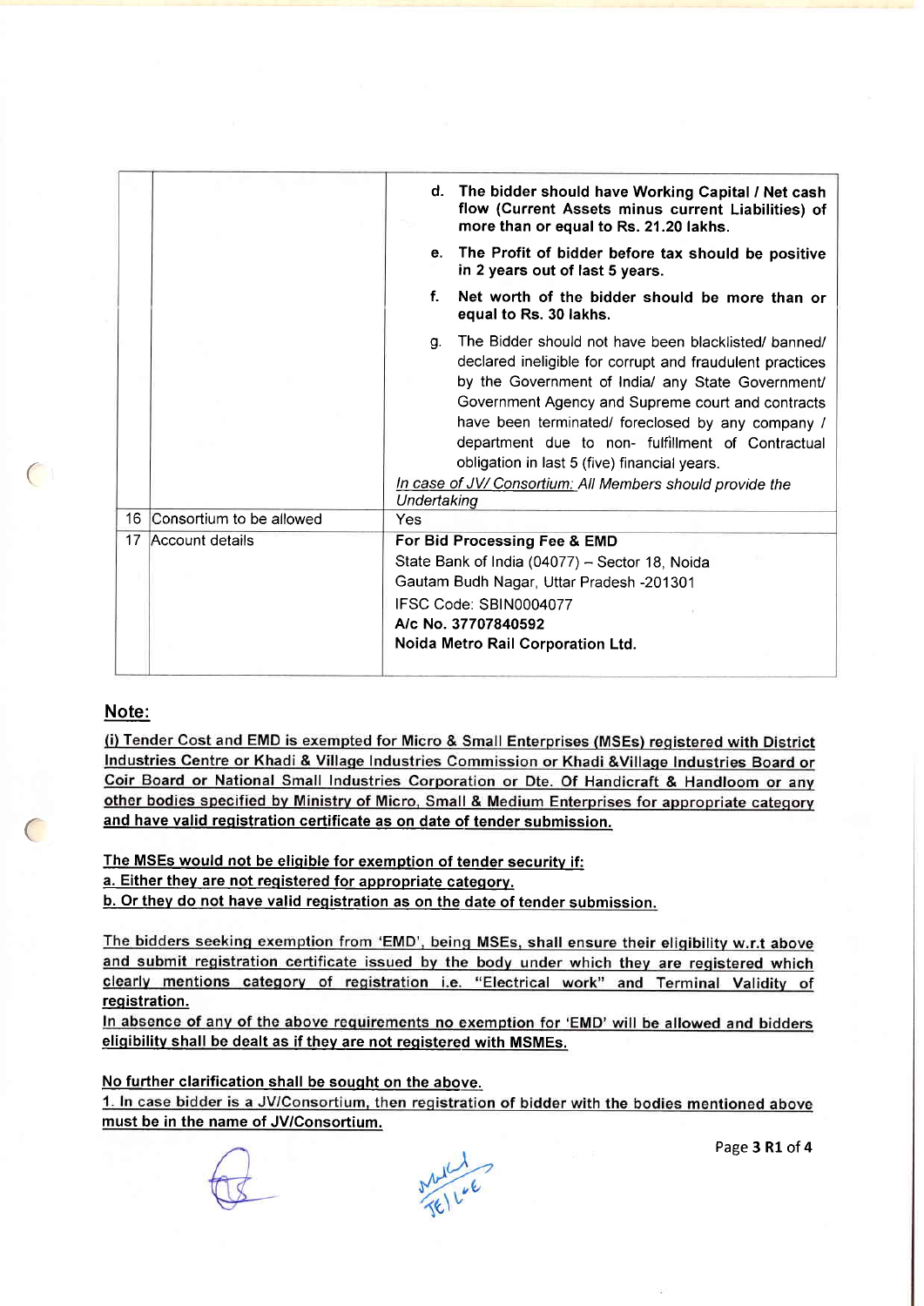| | | |
|---|---|---|
| | | **d. The bidder should have Working Capital / Net cash flow (Current Assets minus current Liabilities) of more than or equal to Rs. 21.20 lakhs.**<br>**e. The Profit of bidder before tax should be positive in 2 years out of last 5 years.**<br>**f. Net worth of the bidder should be more than or equal to Rs. 30 lakhs.**<br>g. The Bidder should not have been blacklisted/ banned/ declared ineligible for corrupt and fraudulent practices by the Government of India/ any State Government/ Government Agency and Supreme court and contracts have been terminated/ foreclosed by any company / department due to non- fulfillment of Contractual obligation in last 5 (five) financial years.<br>*In case of JV/ Consortium: All Members should provide the Undertaking* |
| 16 | Consortium to be allowed | Yes |
| 17 | Account details | **For Bid Processing Fee & EMD**<br>State Bank of India (04077) – Sector 18, Noida<br>Gautam Budh Nagar, Uttar Pradesh -201301<br>IFSC Code: SBIN0004077<br>**A/c No. 37707840592**<br>**Noida Metro Rail Corporation Ltd.** |

## Note:

**(i) Tender Cost and EMD is exempted for Micro & Small Enterprises (MSEs) registered with District Industries Centre or Khadi & Village Industries Commission or Khadi &Village Industries Board or Coir Board or National Small Industries Corporation or Dte. Of Handicraft & Handloom or any other bodies specified by Ministry of Micro, Small & Medium Enterprises for appropriate category and have valid registration certificate as on date of tender submission.**

**The MSEs would not be eligible for exemption of tender security if:**
**a. Either they are not registered for appropriate category.**
**b. Or they do not have valid registration as on the date of tender submission.**

The bidders seeking exemption from 'EMD', being MSEs, shall ensure their eligibility w.r.t above and submit registration certificate issued by the body under which they are registered which clearly mentions category of registration i.e. "Electrical work" and Terminal Validity of registration.
In absence of any of the above requirements no exemption for 'EMD' will be allowed and bidders eligibility shall be dealt as if they are not registered with MSMEs.

**No further clarification shall be sought on the above.**
**1. In case bidder is a JV/Consortium, then registration of bidder with the bodies mentioned above must be in the name of JV/Consortium.**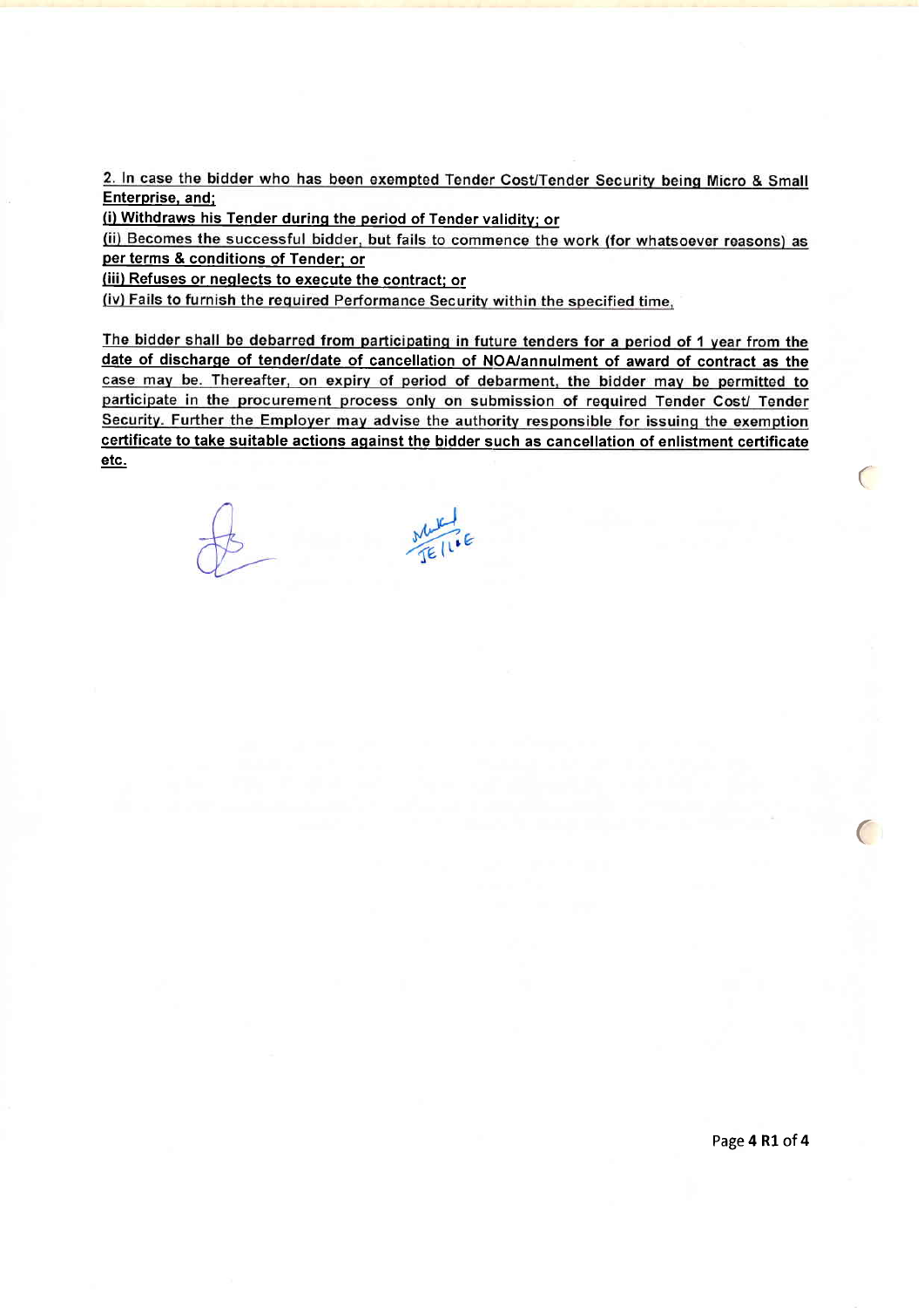2. In case the bidder who has been exempted Tender Cost/Tender Security being Micro & Small Enterprise, and;

(i) Withdraws his Tender during the period of Tender validity; or

(ii) Becomes the successful bidder, but fails to commence the work (for whatsoever reasons) as per terms & conditions of Tender; or

(iii) Refuses or neglects to execute the contract; or

(iv) Fails to furnish the required Performance Security within the specified time.

The bidder shall be debarred from participating in future tenders for a period of 1 year from the date of discharge of tender/date of cancellation of NOA/annulment of award of contract as the case may be. Thereafter, on expiry of period of debarment, the bidder may be permitted to participate in the procurement process only on submission of required Tender Cost/ Tender Security. Further the Employer may advise the authority responsible for issuing the exemption certificate to take suitable actions against the bidder such as cancellation of enlistment certificate etc.

JE/L.E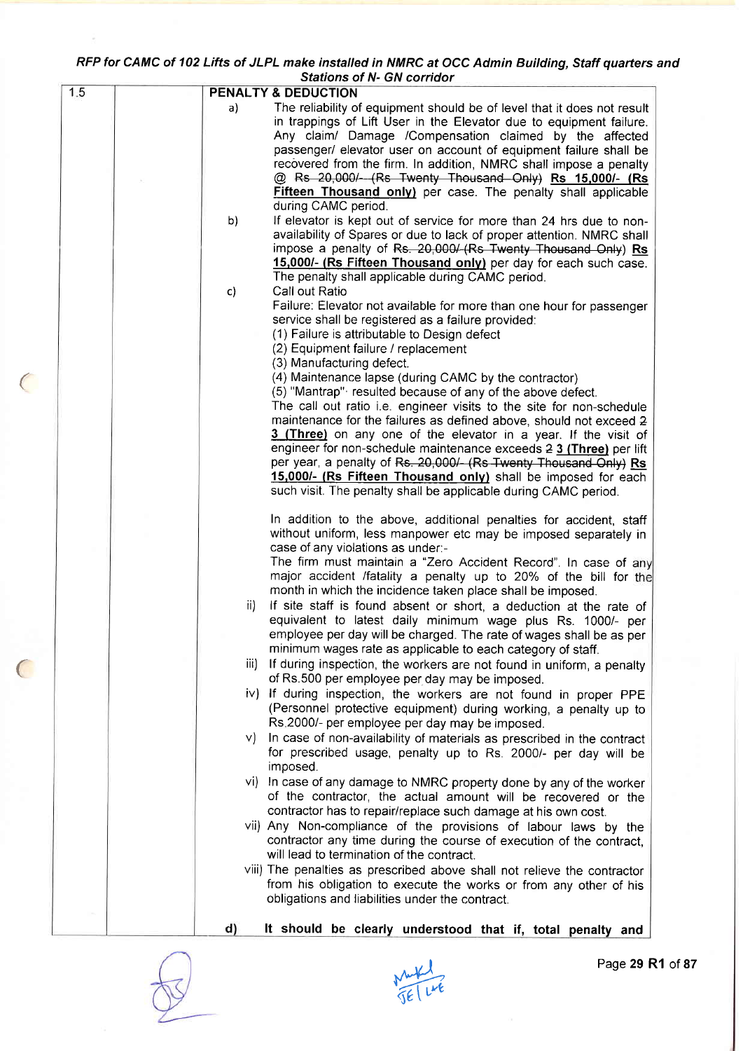| 1.5 | | **PENALTY & DEDUCTION** |
|---|---|---|
| | | a) The reliability of equipment should be of level that it does not result in trappings of Lift User in the Elevator due to equipment failure. Any claim/ Damage /Compensation claimed by the affected passenger/ elevator user on account of equipment failure shall be recovered from the firm. In addition, NMRC shall impose a penalty @ ~~Rs 20,000/- (Rs Twenty Thousand Only)~~ **Rs 15,000/- (Rs Fifteen Thousand only)** per case. The penalty shall applicable during CAMC period. |
| | | b) If elevator is kept out of service for more than 24 hrs due to non-availability of Spares or due to lack of proper attention. NMRC shall impose a penalty of ~~Rs. 20,000/ (Rs Twenty Thousand Only)~~ **Rs 15,000/- (Rs Fifteen Thousand only)** per day for each such case. The penalty shall applicable during CAMC period. |
| | | c) Call out Ratio<br>Failure: Elevator not available for more than one hour for passenger service shall be registered as a failure provided:<br>(1) Failure is attributable to Design defect<br>(2) Equipment failure / replacement<br>(3) Manufacturing defect.<br>(4) Maintenance lapse (during CAMC by the contractor)<br>(5) "Mantrap" resulted because of any of the above defect.<br>The call out ratio i.e. engineer visits to the site for non-schedule maintenance for the failures as defined above, should not exceed ~~2~~ **3 (Three)** on any one of the elevator in a year. If the visit of engineer for non-schedule maintenance exceeds ~~2~~ **3 (Three)** per lift per year, a penalty of ~~Rs. 20,000/- (Rs Twenty Thousand Only)~~ **Rs 15,000/- (Rs Fifteen Thousand only)** shall be imposed for each such visit. The penalty shall be applicable during CAMC period.<br><br>In addition to the above, additional penalties for accident, staff without uniform, less manpower etc may be imposed separately in case of any violations as under:-<br>The firm must maintain a "Zero Accident Record". In case of any major accident /fatality a penalty up to 20% of the bill for the month in which the incidence taken place shall be imposed.<br>ii) If site staff is found absent or short, a deduction at the rate of equivalent to latest daily minimum wage plus Rs. 1000/- per employee per day will be charged. The rate of wages shall be as per minimum wages rate as applicable to each category of staff.<br>iii) If during inspection, the workers are not found in uniform, a penalty of Rs.500 per employee per day may be imposed.<br>iv) If during inspection, the workers are not found in proper PPE (Personnel protective equipment) during working, a penalty up to Rs.2000/- per employee per day may be imposed.<br>v) In case of non-availability of materials as prescribed in the contract for prescribed usage, penalty up to Rs. 2000/- per day will be imposed.<br>vi) In case of any damage to NMRC property done by any of the worker of the contractor, the actual amount will be recovered or the contractor has to repair/replace such damage at his own cost.<br>vii) Any Non-compliance of the provisions of labour laws by the contractor any time during the course of execution of the contract, will lead to termination of the contract.<br>viii) The penalties as prescribed above shall not relieve the contractor from his obligation to execute the works or from any other of his obligations and liabilities under the contract. |
| | | **d) It should be clearly understood that if, total penalty and** |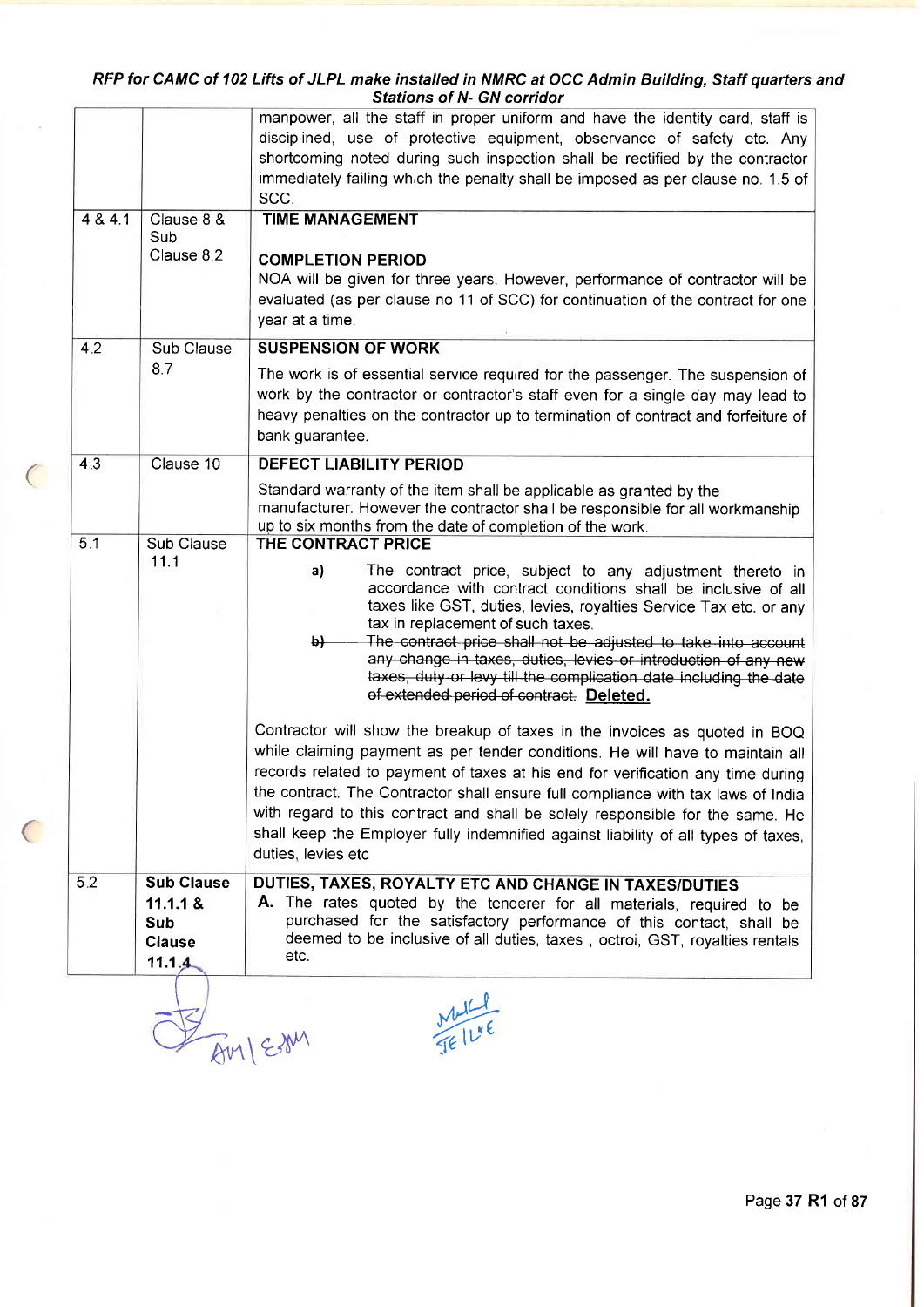| | | manpower, all the staff in proper uniform and have the identity card, staff is disciplined, use of protective equipment, observance of safety etc. Any shortcoming noted during such inspection shall be rectified by the contractor immediately failing which the penalty shall be imposed as per clause no. 1.5 of SCC. |
|---|---|---|
| 4 & 4.1 | Clause 8 & Sub Clause 8.2 | **TIME MANAGEMENT**<br><br>**COMPLETION PERIOD**<br>NOA will be given for three years. However, performance of contractor will be evaluated (as per clause no 11 of SCC) for continuation of the contract for one year at a time. |
| 4.2 | Sub Clause 8.7 | **SUSPENSION OF WORK**<br>The work is of essential service required for the passenger. The suspension of work by the contractor or contractor's staff even for a single day may lead to heavy penalties on the contractor up to termination of contract and forfeiture of bank guarantee. |
| 4.3 | Clause 10 | **DEFECT LIABILITY PERIOD**<br>Standard warranty of the item shall be applicable as granted by the manufacturer. However the contractor shall be responsible for all workmanship up to six months from the date of completion of the work. |
| 5.1 | Sub Clause 11.1 | **THE CONTRACT PRICE**<br>a) The contract price, subject to any adjustment thereto in accordance with contract conditions shall be inclusive of all taxes like GST, duties, levies, royalties Service Tax etc. or any tax in replacement of such taxes.<br>~~b) The contract price shall not be adjusted to take into account any change in taxes, duties, levies or introduction of any new taxes, duty or levy till the complication date including the date of extended period of contract.~~ **Deleted.**<br><br>Contractor will show the breakup of taxes in the invoices as quoted in BOQ while claiming payment as per tender conditions. He will have to maintain all records related to payment of taxes at his end for verification any time during the contract. The Contractor shall ensure full compliance with tax laws of India with regard to this contract and shall be solely responsible for the same. He shall keep the Employer fully indemnified against liability of all types of taxes, duties, levies etc |
| 5.2 | **Sub Clause 11.1.1 & Sub Clause 11.1.4** | **DUTIES, TAXES, ROYALTY ETC AND CHANGE IN TAXES/DUTIES**<br>**A.** The rates quoted by the tenderer for all materials, required to be purchased for the satisfactory performance of this contact, shall be deemed to be inclusive of all duties, taxes , octroi, GST, royalties rentals etc. |

AM/E&M JE/L&E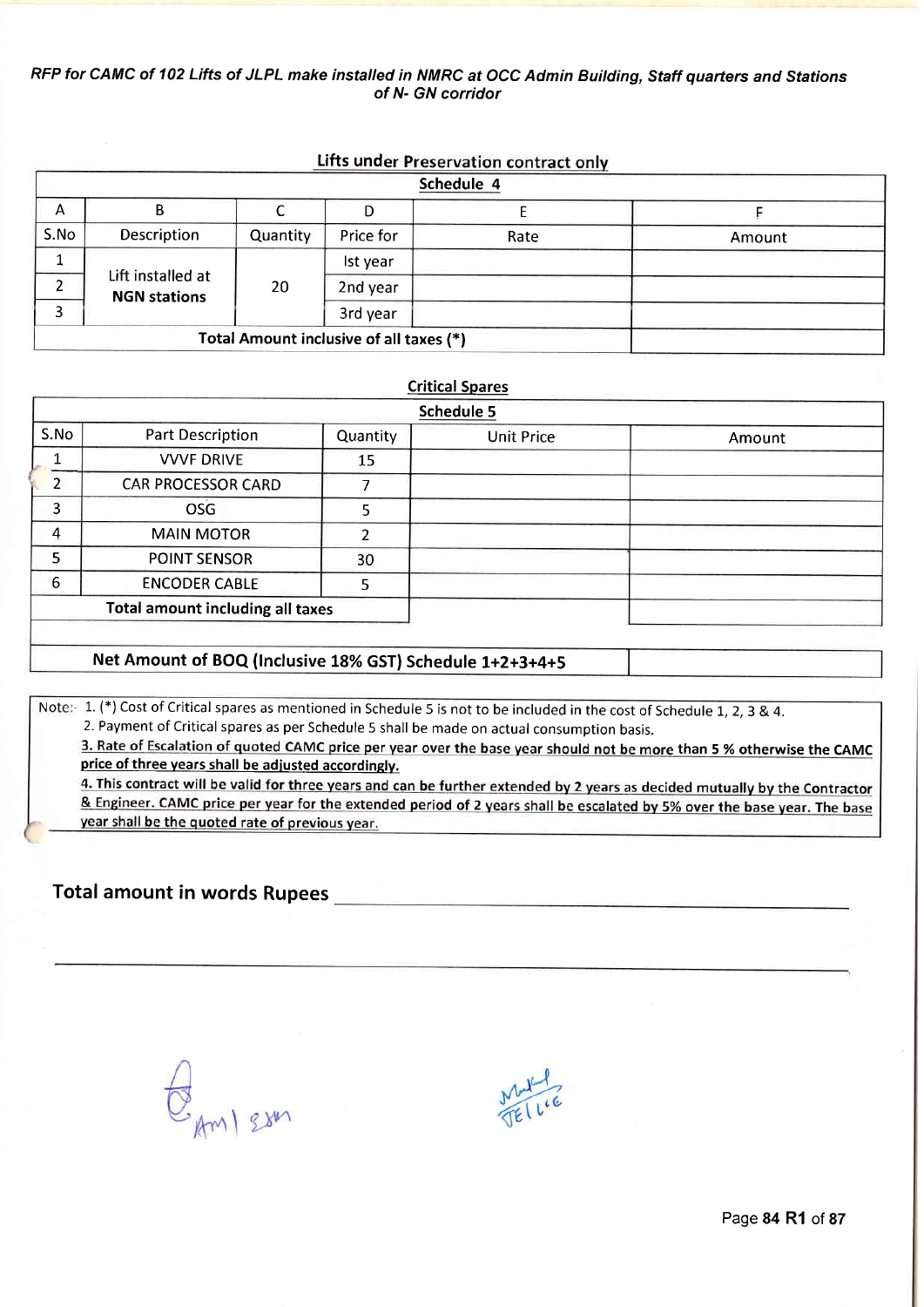## Lifts under Preservation contract only

| Schedule 4 | | | | | |
|---|---|---|---|---|---|
| A | B | C | D | E | F |
| S.No | Description | Quantity | Price for | Rate | Amount |
| 1 | Lift installed at **NGN stations** | 20 | Ist year | | |
| 2 | | | 2nd year | | |
| 3 | | | 3rd year | | |
| **Total Amount inclusive of all taxes (*)** | | | | | |

## Critical Spares

| Schedule 5 | | | | |
|---|---|---|---|---|
| S.No | Part Description | Quantity | Unit Price | Amount |
| 1 | VVVF DRIVE | 15 | | |
| 2 | CAR PROCESSOR CARD | 7 | | |
| 3 | OSG | 5 | | |
| 4 | MAIN MOTOR | 2 | | |
| 5 | POINT SENSOR | 30 | | |
| 6 | ENCODER CABLE | 5 | | |
| **Total amount including all taxes** | | | | |
| **Net Amount of BOQ (Inclusive 18% GST) Schedule 1+2+3+4+5** | | | | |

Note:- 1. (*) Cost of Critical spares as mentioned in Schedule 5 is not to be included in the cost of Schedule 1, 2, 3 & 4.
2. Payment of Critical spares as per Schedule 5 shall be made on actual consumption basis.
**3. Rate of Escalation of quoted CAMC price per year over the base year should not be more than 5 % otherwise the CAMC price of three years shall be adjusted accordingly.**
**4. This contract will be valid for three years and can be further extended by 2 years as decided mutually by the Contractor & Engineer. CAMC price per year for the extended period of 2 years shall be escalated by 5% over the base year. The base year shall be the quoted rate of previous year.**

**Total amount in words Rupees** ____________________________________________

______________________________________________________________________